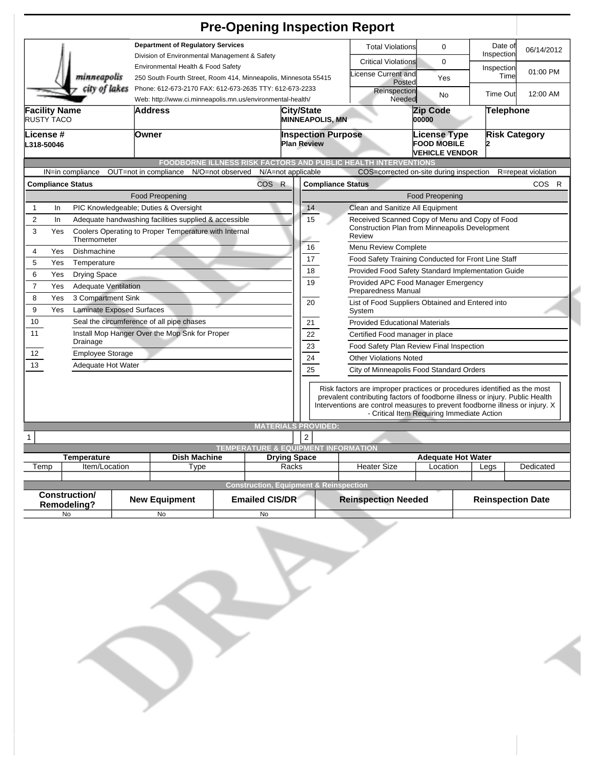# Pre-Opening Inspection Report

**Department of Regulatory Services**
Division of Environmental Management & Safety
Environmental Health & Food Safety
250 South Fourth Street, Room 414, Minneapolis, Minnesota 55415
Phone: 612-673-2170 FAX: 612-673-2635 TTY: 612-673-2233
Web: http://www.ci.minneapolis.mn.us/environmental-health/

minneapolis city of lakes

| Total Violations | 0 | Date of Inspection | 06/14/2012 |
|---|---|---|---|
| Critical Violations | 0 | Inspection Time | 01:00 PM |
| License Current and Posted | Yes | | |
| Reinspection Needed | No | Time Out | 12:00 AM |

| Facility Name | Address | City/State | Zip Code | Telephone |
|---|---|---|---|---|
| RUSTY TACO | | MINNEAPOLIS, MN | 00000 | |

| License # | Owner | Inspection Purpose | License Type | Risk Category |
|---|---|---|---|---|
| L318-50046 | | Plan Review | FOOD MOBILE VEHICLE VENDOR | 2 |

## FOODBORNE ILLNESS RISK FACTORS AND PUBLIC HEALTH INTERVENTIONS

IN=in compliance OUT=not in compliance N/O=not observed N/A=not applicable COS=corrected on-site during inspection R=repeat violation

| # | Compliance Status | Food Preopening | COS | R |
|---|---|---|---|---|
| 1 | In | PIC Knowledgeable; Duties & Oversight | | |
| 2 | In | Adequate handwashing facilities supplied & accessible | | |
| 3 | Yes | Coolers Operating to Proper Temperature with Internal Thermometer | | |
| 4 | Yes | Dishmachine | | |
| 5 | Yes | Temperature | | |
| 6 | Yes | Drying Space | | |
| 7 | Yes | Adequate Ventilation | | |
| 8 | Yes | 3 Compartment Sink | | |
| 9 | Yes | Laminate Exposed Surfaces | | |
| 10 | | Seal the circumference of all pipe chases | | |
| 11 | | Install Mop Hanger Over the Mop Snk for Proper Drainage | | |
| 12 | | Employee Storage | | |
| 13 | | Adequate Hot Water | | |

| # | Compliance Status | Food Preopening | COS | R |
|---|---|---|---|---|
| 14 | | Clean and Sanitize All Equipment | | |
| 15 | | Received Scanned Copy of Menu and Copy of Food Construction Plan from Minneapolis Development Review | | |
| 16 | | Menu Review Complete | | |
| 17 | | Food Safety Training Conducted for Front Line Staff | | |
| 18 | | Provided Food Safety Standard Implementation Guide | | |
| 19 | | Provided APC Food Manager Emergency Preparedness Manual | | |
| 20 | | List of Food Suppliers Obtained and Entered into System | | |
| 21 | | Provided Educational Materials | | |
| 22 | | Certified Food manager in place | | |
| 23 | | Food Safety Plan Review Final Inspection | | |
| 24 | | Other Violations Noted | | |
| 25 | | City of Minneapolis Food Standard Orders | | |

Risk factors are improper practices or procedures identified as the most prevalent contributing factors of foodborne illness or injury. Public Health Interventions are control measures to prevent foodborne illness or injury. X - Critical Item Requiring Immediate Action

## MATERIALS PROVIDED:

| 1 | | 2 | |
|---|---|---|---|

## TEMPERATURE & EQUIPMENT INFORMATION

| Temperature | | Dish Machine | Drying Space | Adequate Hot Water | | | |
|---|---|---|---|---|---|---|---|
| Temp | Item/Location | Type | Racks | Heater Size | Location | Legs | Dedicated |
| | | | | | | | |

## Construction, Equipment & Reinspection

| Construction/ Remodeling? | New Equipment | Emailed CIS/DR | Reinspection Needed | Reinspection Date |
|---|---|---|---|---|
| No | No | No | | |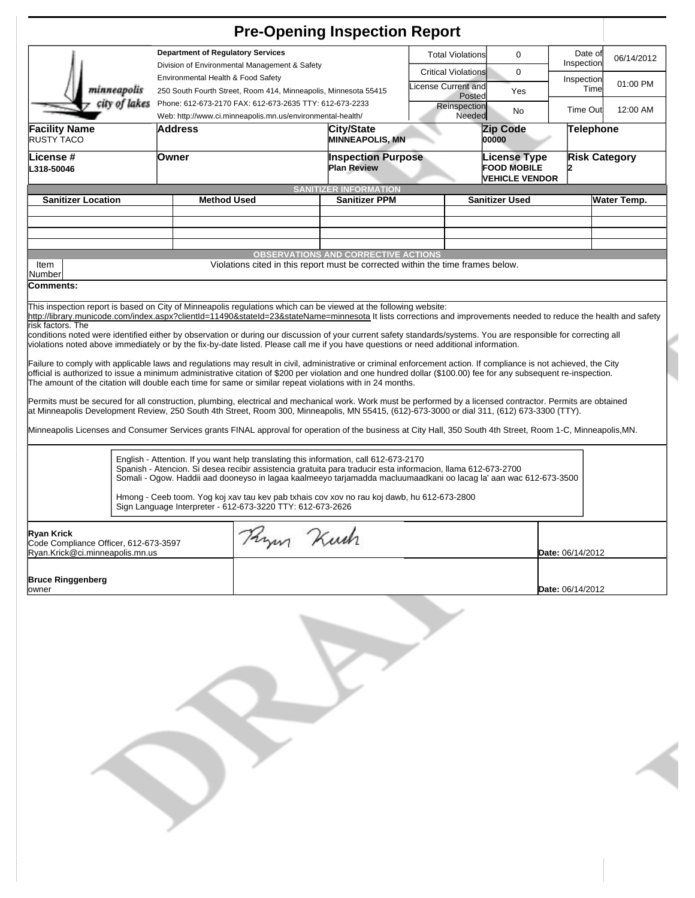# Pre-Opening Inspection Report

| | | | | | |
|---|---|---|---|---|---|
| minneapolis city of lakes | **Department of Regulatory Services**<br>Division of Environmental Management & Safety<br>Environmental Health & Food Safety<br>250 South Fourth Street, Room 414, Minneapolis, Minnesota 55415<br>Phone: 612-673-2170 FAX: 612-673-2635 TTY: 612-673-2233<br>Web: http://www.ci.minneapolis.mn.us/environmental-health/ | Total Violations | 0 | Date of Inspection | 06/14/2012 |
| | | Critical Violations | 0 | Inspection Time | 01:00 PM |
| | | License Current and Posted | Yes | | |
| | | Reinspection Needed | No | Time Out | 12:00 AM |

| **Facility Name** | **Address** | **City/State** | **Zip Code** | **Telephone** |
|---|---|---|---|---|
| RUSTY TACO | | MINNEAPOLIS, MN | 00000 | |

| **License #** | **Owner** | **Inspection Purpose** | **License Type** | **Risk Category** |
|---|---|---|---|---|
| L318-50046 | | Plan Review | FOOD MOBILE VEHICLE VENDOR | 2 |

## SANITIZER INFORMATION

| Sanitizer Location | Method Used | Sanitizer PPM | Sanitizer Used | Water Temp. |
|---|---|---|---|---|
| | | | | |
| | | | | |
| | | | | |
| | | | | |

## OBSERVATIONS AND CORRECTIVE ACTIONS

| Item Number | Violations cited in this report must be corrected within the time frames below. |
|---|---|

**Comments:**

This inspection report is based on City of Minneapolis regulations which can be viewed at the following website:
http://library.municode.com/index.aspx?clientId=11490&stateId=23&stateName=minnesota It lists corrections and improvements needed to reduce the health and safety risk factors. The
conditions noted were identified either by observation or during our discussion of your current safety standards/systems. You are responsible for correcting all violations noted above immediately or by the fix-by-date listed. Please call me if you have questions or need additional information.

Failure to comply with applicable laws and regulations may result in civil, administrative or criminal enforcement action. If compliance is not achieved, the City official is authorized to issue a minimum administrative citation of $200 per violation and one hundred dollar ($100.00) fee for any subsequent re-inspection. The amount of the citation will double each time for same or similar repeat violations with in 24 months.

Permits must be secured for all construction, plumbing, electrical and mechanical work. Work must be performed by a licensed contractor. Permits are obtained at Minneapolis Development Review, 250 South 4th Street, Room 300, Minneapolis, MN 55415, (612)-673-3000 or dial 311, (612) 673-3300 (TTY).

Minneapolis Licenses and Consumer Services grants FINAL approval for operation of the business at City Hall, 350 South 4th Street, Room 1-C, Minneapolis,MN.

English - Attention. If you want help translating this information, call 612-673-2170
Spanish - Atencion. Si desea recibir assistencia gratuita para traducir esta informacion, llama 612-673-2700
Somali - Ogow. Haddii aad dooneyso in lagaa kaalmeeyo tarjamadda macluumaadkani oo lacag la' aan wac 612-673-3500

Hmong - Ceeb toom. Yog koj xav tau kev pab txhais cov xov no rau koj dawb, hu 612-673-2800
Sign Language Interpreter - 612-673-3220 TTY: 612-673-2626

| | | |
|---|---|---|
| **Ryan Krick**<br>Code Compliance Officer, 612-673-3597<br>Ryan.Krick@ci.minneapolis.mn.us | Ryan Krick | **Date:** 06/14/2012 |
| **Bruce Ringgenberg**<br>owner | | **Date:** 06/14/2012 |